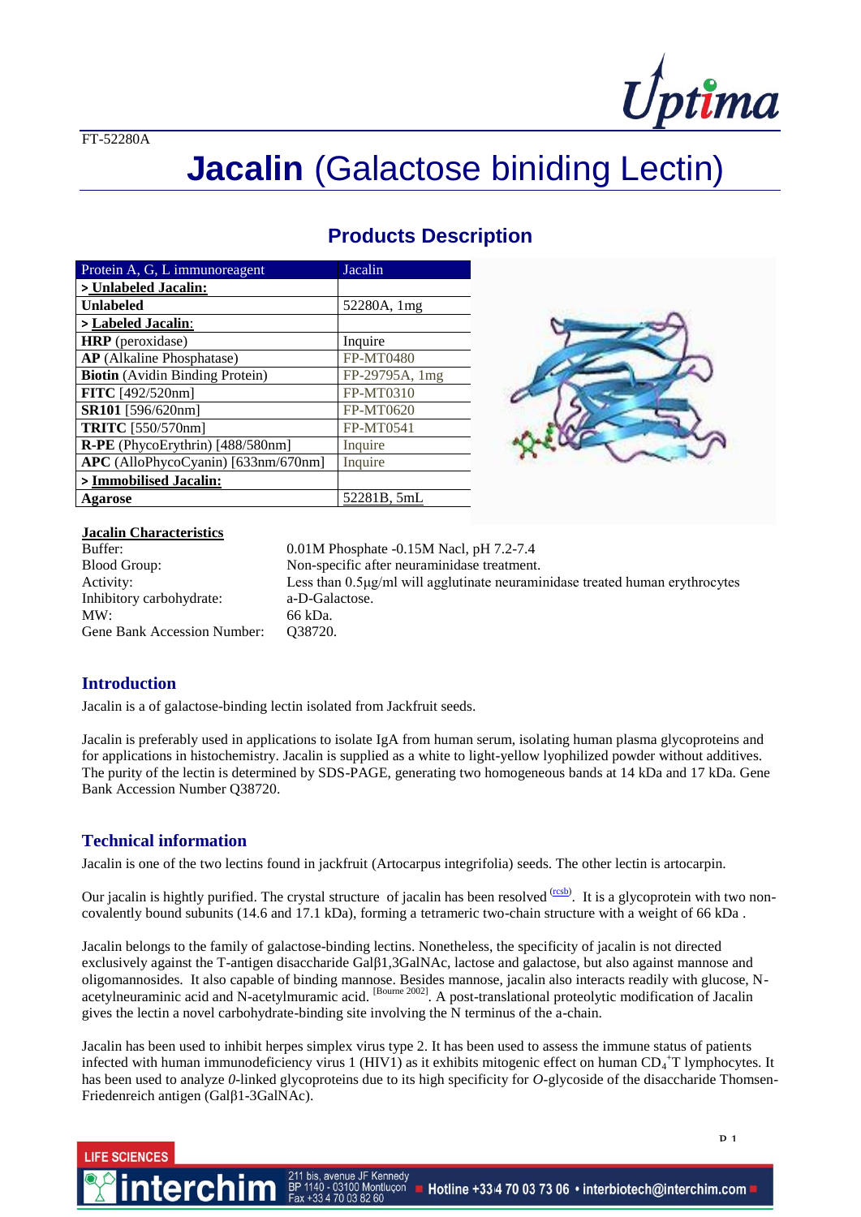FT-52280A

# **Jacalin** (Galactose biniding Lectin)

## Products Description

| Protein A, G, L immunoreagent | Jacalin |
|---|---|
| > **Unlabeled Jacalin:** | |
| **Unlabeled** | 52280A, 1mg |
| > **Labeled Jacalin**: | |
| **HRP** (peroxidase) | Inquire |
| **AP** (Alkaline Phosphatase) | FP-MT0480 |
| **Biotin** (Avidin Binding Protein) | FP-29795A, 1mg |
| **FITC** [492/520nm] | FP-MT0310 |
| **SR101** [596/620nm] | FP-MT0620 |
| **TRITC** [550/570nm] | FP-MT0541 |
| **R-PE** (PhycoErythrin) [488/580nm] | Inquire |
| **APC** (AlloPhycoCyanin) [633nm/670nm] | Inquire |
| > **Immobilised Jacalin:** | |
| **Agarose** | 52281B, 5mL |

**Jacalin Characteristics**

| | |
|---|---|
| Buffer: | 0.01M Phosphate -0.15M Nacl, pH 7.2-7.4 |
| Blood Group: | Non-specific after neuraminidase treatment. |
| Activity: | Less than 0.5µg/ml will agglutinate neuraminidase treated human erythrocytes |
| Inhibitory carbohydrate: | a-D-Galactose. |
| MW: | 66 kDa. |
| Gene Bank Accession Number: | Q38720. |

## Introduction

Jacalin is a of galactose-binding lectin isolated from Jackfruit seeds.

Jacalin is preferably used in applications to isolate IgA from human serum, isolating human plasma glycoproteins and for applications in histochemistry. Jacalin is supplied as a white to light-yellow lyophilized powder without additives. The purity of the lectin is determined by SDS-PAGE, generating two homogeneous bands at 14 kDa and 17 kDa. Gene Bank Accession Number Q38720.

## Technical information

Jacalin is one of the two lectins found in jackfruit (Artocarpus integrifolia) seeds. The other lectin is artocarpin.

Our jacalin is hightly purified. The crystal structure of jacalin has been resolved [(rcsb)]. It is a glycoprotein with two non-covalently bound subunits (14.6 and 17.1 kDa), forming a tetrameric two-chain structure with a weight of 66 kDa .

Jacalin belongs to the family of galactose-binding lectins. Nonetheless, the specificity of jacalin is not directed exclusively against the T-antigen disaccharide Galβ1,3GalNAc, lactose and galactose, but also against mannose and oligomannosides. It also capable of binding mannose. Besides mannose, jacalin also interacts readily with glucose, N-acetylneuraminic acid and N-acetylmuramic acid. [Bourne 2002]. A post-translational proteolytic modification of Jacalin gives the lectin a novel carbohydrate-binding site involving the N terminus of the a-chain.

Jacalin has been used to inhibit herpes simplex virus type 2. It has been used to assess the immune status of patients infected with human immunodeficiency virus 1 (HIV1) as it exhibits mitogenic effect on human $CD_4^+$T lymphocytes. It has been used to analyze *0*-linked glycoproteins due to its high specificity for *O*-glycoside of the disaccharide Thomsen-Friedenreich antigen (Galβ1-3GalNAc).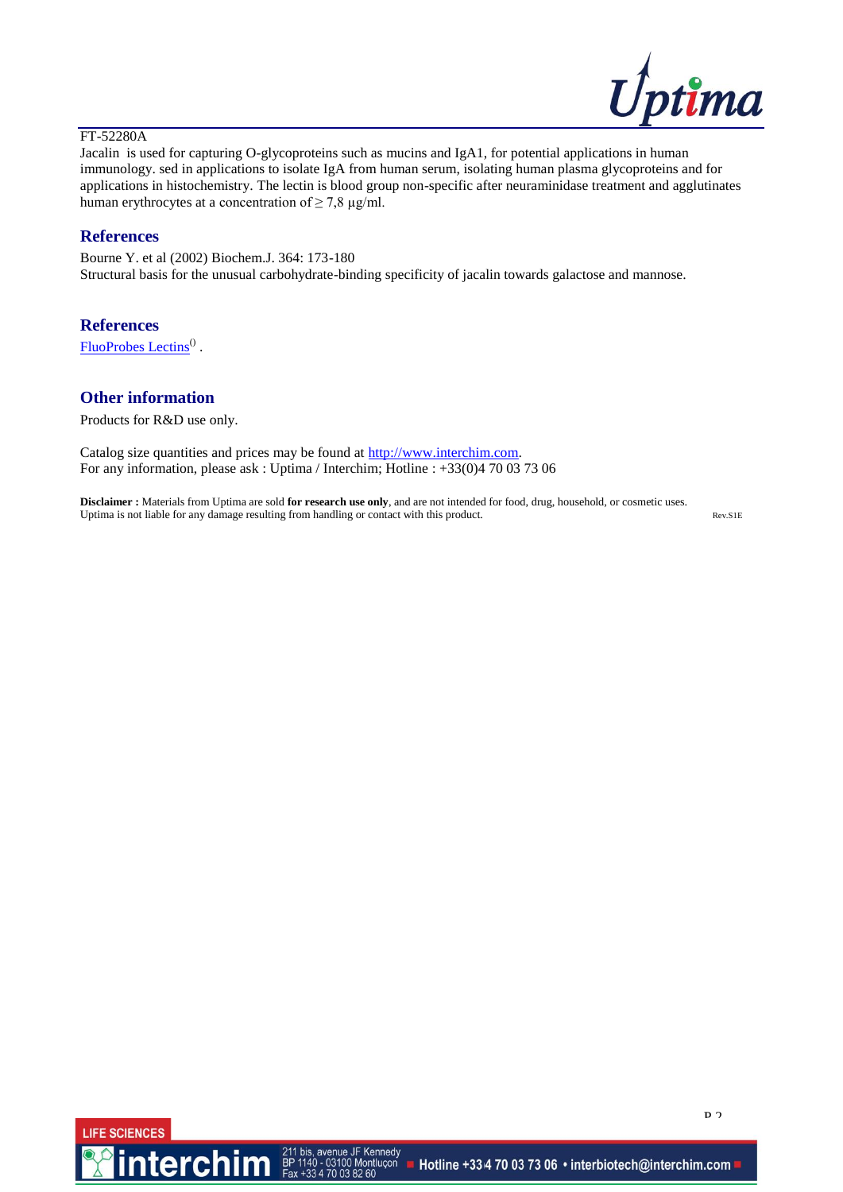FT-52280A

Jacalin is used for capturing O-glycoproteins such as mucins and IgA1, for potential applications in human immunology. sed in applications to isolate IgA from human serum, isolating human plasma glycoproteins and for applications in histochemistry. The lectin is blood group non-specific after neuraminidase treatment and agglutinates human erythrocytes at a concentration of ≥ 7,8 µg/ml.

## References

Bourne Y. et al (2002) Biochem.J. 364: 173-180
Structural basis for the unusual carbohydrate-binding specificity of jacalin towards galactose and mannose.

## References

FluoProbes Lectins[0] .

## Other information

Products for R&D use only.

Catalog size quantities and prices may be found at http://www.interchim.com.
For any information, please ask : Uptima / Interchim; Hotline : +33(0)4 70 03 73 06

**Disclaimer :** Materials from Uptima are sold **for research use only**, and are not intended for food, drug, household, or cosmetic uses. Uptima is not liable for any damage resulting from handling or contact with this product.

Rev.S1E